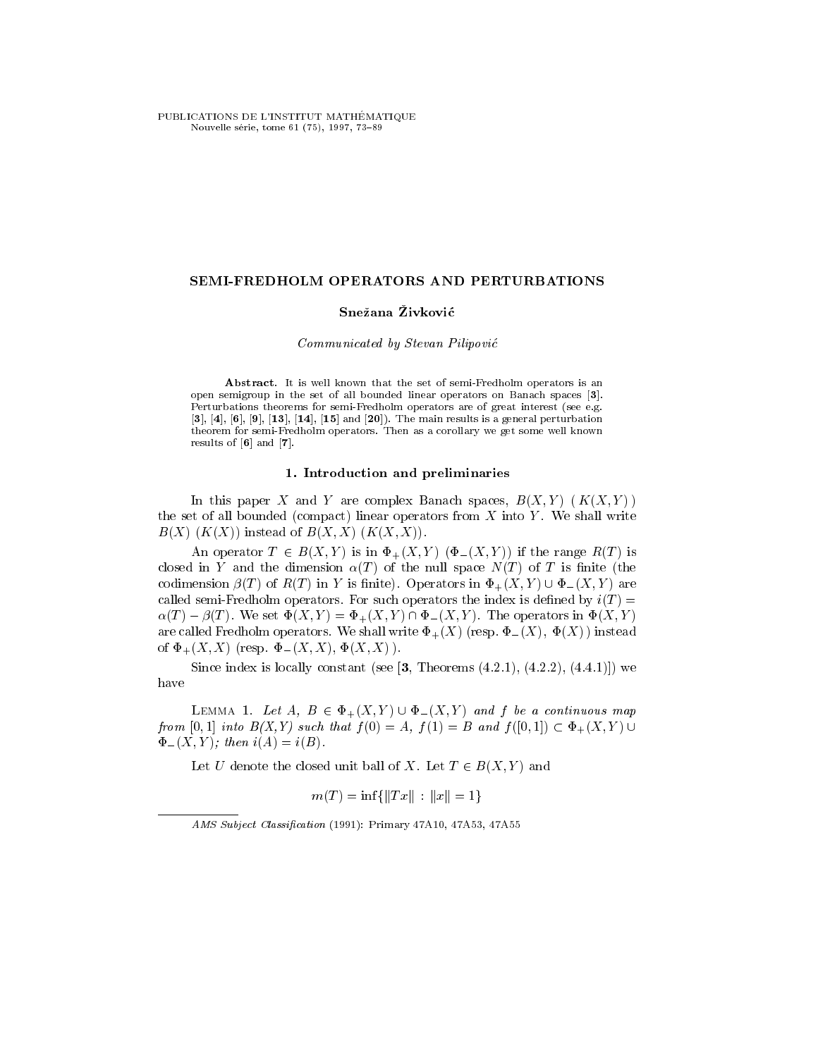# SEMI-FREDHOLM OPERATORS AND PERTURBATIONS

**Snežana Živković**

*Communicated by Stevan Pilipović*

**Abstract.** It is well known that the set of semi-Fredholm operators is an open semigroup in the set of all bounded linear operators on Banach spaces [**3**]. Perturbations theorems for semi-Fredholm operators are of great interest (see e.g. [**3**], [**4**], [**6**], [**9**], [**13**], [**14**], [**15**] and [**20**]). The main results is a general perturbation theorem for semi-Fredholm operators. Then as a corollary we get some well known results of [**6**] and [**7**].

## 1. Introduction and preliminaries

In this paper $X$ and $Y$ are complex Banach spaces, $B(X,Y)$ ( $K(X,Y)$ ) the set of all bounded (compact) linear operators from $X$ into $Y$. We shall write $B(X)$ ($K(X)$) instead of $B(X,X)$ ($K(X,X)$).

An operator $T \in B(X,Y)$ is in $\Phi_+(X,Y)$ ($\Phi_-(X,Y)$) if the range $R(T)$ is closed in $Y$ and the dimension $\alpha(T)$ of the null space $N(T)$ of $T$ is finite (the codimension $\beta(T)$ of $R(T)$ in $Y$ is finite). Operators in $\Phi_+(X,Y) \cup \Phi_-(X,Y)$ are called semi-Fredholm operators. For such operators the index is defined by $i(T) = \alpha(T) - \beta(T)$. We set $\Phi(X,Y) = \Phi_+(X,Y) \cap \Phi_-(X,Y)$. The operators in $\Phi(X,Y)$ are called Fredholm operators. We shall write $\Phi_+(X)$ (resp. $\Phi_-(X)$, $\Phi(X)$) instead of $\Phi_+(X,X)$ (resp. $\Phi_-(X,X)$, $\Phi(X,X)$).

Since index is locally constant (see [**3**, Theorems (4.2.1), (4.2.2), (4.4.1)]) we have

Lemma 1. *Let $A$, $B \in \Phi_+(X,Y) \cup \Phi_-(X,Y)$ and $f$ be a continuous map from $[0,1]$ into $B(X,Y)$ such that $f(0) = A$, $f(1) = B$ and $f([0,1]) \subset \Phi_+(X,Y) \cup \Phi_-(X,Y)$; then $i(A) = i(B)$.*

Let $U$ denote the closed unit ball of $X$. Let $T \in B(X,Y)$ and

$$m(T) = \inf\{\|Tx\| : \|x\| = 1\}$$

---

*AMS Subject Classification* (1991): Primary 47A10, 47A53, 47A55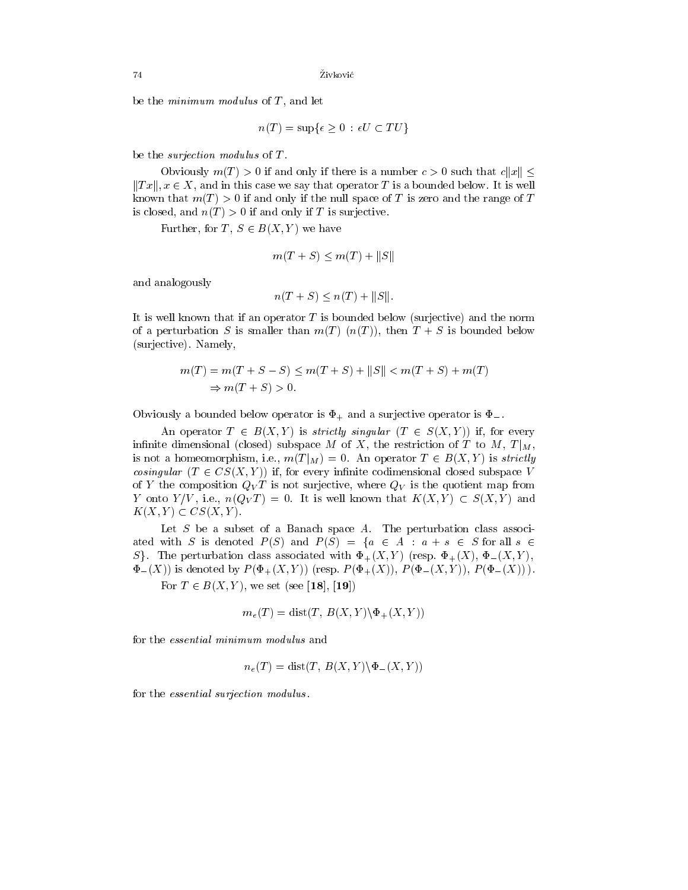be the *minimum modulus* of $T$, and let

$$n(T) = \sup\{\epsilon \geq 0 \,:\, \epsilon U \subset TU\}$$

be the *surjection modulus* of $T$.

Obviously $m(T) > 0$ if and only if there is a number $c > 0$ such that $c\|x\| \leq \|Tx\|$, $x \in X$, and in this case we say that operator $T$ is a bounded below. It is well known that $m(T) > 0$ if and only if the null space of $T$ is zero and the range of $T$ is closed, and $n(T) > 0$ if and only if $T$ is surjective.

Further, for $T$, $S \in B(X,Y)$ we have

$$m(T+S) \leq m(T) + \|S\|$$

and analogously

$$n(T+S) \leq n(T) + \|S\|.$$

It is well known that if an operator $T$ is bounded below (surjective) and the norm of a perturbation $S$ is smaller than $m(T)$ ($n(T)$), then $T + S$ is bounded below (surjective). Namely,

$$\begin{aligned} m(T) = m(T+S-S) &\leq m(T+S) + \|S\| < m(T+S) + m(T) \\ &\Rightarrow m(T+S) > 0. \end{aligned}$$

Obviously a bounded below operator is $\Phi_+$ and a surjective operator is $\Phi_-$.

An operator $T \in B(X,Y)$ is *strictly singular* ($T \in S(X,Y)$) if, for every infinite dimensional (closed) subspace $M$ of $X$, the restriction of $T$ to $M$, $T|_M$, is not a homeomorphism, i.e., $m(T|_M) = 0$. An operator $T \in B(X,Y)$ is *strictly cosingular* ($T \in CS(X,Y)$) if, for every infinite codimensional closed subspace $V$ of $Y$ the composition $Q_V T$ is not surjective, where $Q_V$ is the quotient map from $Y$ onto $Y/V$, i.e., $n(Q_V T) = 0$. It is well known that $K(X,Y) \subset S(X,Y)$ and $K(X,Y) \subset CS(X,Y)$.

Let $S$ be a subset of a Banach space $A$. The perturbation class associated with $S$ is denoted $P(S)$ and $P(S) = \{a \in A \,:\, a + s \in S \text{ for all } s \in S\}$. The perturbation class associated with $\Phi_+(X,Y)$ (resp. $\Phi_+(X)$, $\Phi_-(X,Y)$, $\Phi_-(X)$) is denoted by $P(\Phi_+(X,Y))$ (resp. $P(\Phi_+(X))$, $P(\Phi_-(X,Y))$, $P(\Phi_-(X))$).

For $T \in B(X,Y)$, we set (see [**18**], [**19**])

$$m_e(T) = \operatorname{dist}(T,\, B(X,Y)\backslash\Phi_+(X,Y))$$

for the *essential minimum modulus* and

$$n_e(T) = \operatorname{dist}(T,\, B(X,Y)\backslash\Phi_-(X,Y))$$

for the *essential surjection modulus*.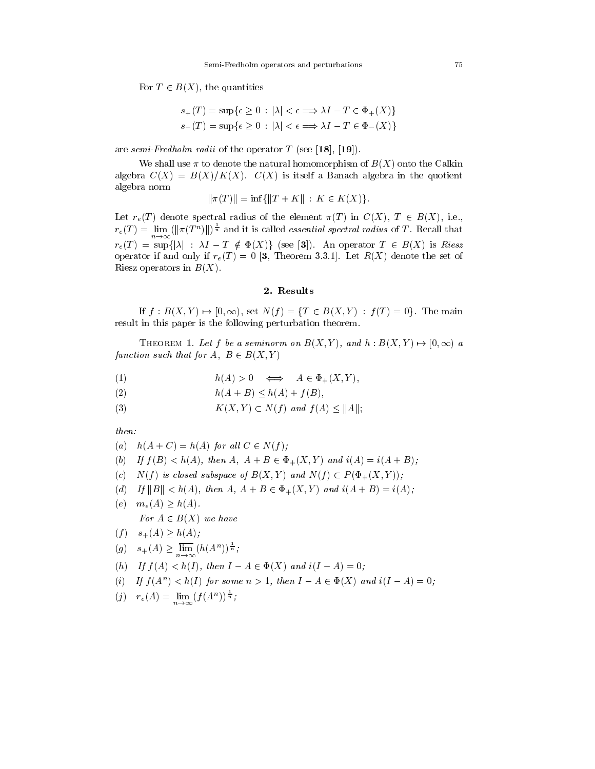For $T \in B(X)$, the quantities

$$s_+(T) = \sup\{\epsilon \geq 0 \, : \, |\lambda| < \epsilon \Longrightarrow \lambda I - T \in \Phi_+(X)\}$$
$$s_-(T) = \sup\{\epsilon \geq 0 \, : \, |\lambda| < \epsilon \Longrightarrow \lambda I - T \in \Phi_-(X)\}$$

are *semi-Fredholm radii* of the operator $T$ (see [**18**], [**19**]).

We shall use $\pi$ to denote the natural homomorphism of $B(X)$ onto the Calkin algebra $C(X) = B(X)/K(X)$. $C(X)$ is itself a Banach algebra in the quotient algebra norm

$$\|\pi(T)\| = \inf\{\|T + K\| \, : \, K \in K(X)\}.$$

Let $r_e(T)$ denote spectral radius of the element $\pi(T)$ in $C(X)$, $T \in B(X)$, i.e., $r_e(T) = \lim_{n\to\infty} (\|\pi(T^n)\|)^{\frac{1}{n}}$ and it is called *essential spectral radius* of $T$. Recall that $r_e(T) = \sup\{|\lambda| \, : \, \lambda I - T \notin \Phi(X)\}$ (see [**3**]). An operator $T \in B(X)$ is *Riesz* operator if and only if $r_e(T) = 0$ [**3**, Theorem 3.3.1]. Let $R(X)$ denote the set of Riesz operators in $B(X)$.

## 2. Results

If $f : B(X,Y) \mapsto [0, \infty)$, set $N(f) = \{T \in B(X,Y) \, : \, f(T) = 0\}$. The main result in this paper is the following perturbation theorem.

Theorem 1. *Let $f$ be a seminorm on $B(X,Y)$, and $h : B(X,Y) \mapsto [0,\infty)$ a function such that for $A, \ B \in B(X,Y)$*

$$h(A) > 0 \iff A \in \Phi_+(X,Y), \tag{1}$$

$$h(A + B) \leq h(A) + f(B), \tag{2}$$

$$K(X,Y) \subset N(f) \text{ and } f(A) \leq \|A\|; \tag{3}$$

*then:*

(a) $h(A + C) = h(A)$ *for all* $C \in N(f)$;

(b) *If* $f(B) < h(A)$, *then* $A, \ A + B \in \Phi_+(X,Y)$ *and* $i(A) = i(A + B)$;

(c) $N(f)$ *is closed subspace of* $B(X,Y)$ *and* $N(f) \subset P(\Phi_+(X,Y))$;

(d) *If* $\|B\| < h(A)$, *then* $A, \ A + B \in \Phi_+(X,Y)$ *and* $i(A + B) = i(A)$;

(e) $m_e(A) \geq h(A)$.

*For* $A \in B(X)$ *we have*

(f) $s_+(A) \geq h(A)$;

(g) $s_+(A) \geq \overline{\lim_{n\to\infty}} (h(A^n))^{\frac{1}{n}}$;

(h) *If* $f(A) < h(I)$, *then* $I - A \in \Phi(X)$ *and* $i(I - A) = 0$;

(i) *If* $f(A^n) < h(I)$ *for some* $n > 1$, *then* $I - A \in \Phi(X)$ *and* $i(I - A) = 0$;

(j) $r_e(A) = \lim_{n\to\infty} (f(A^n))^{\frac{1}{n}}$;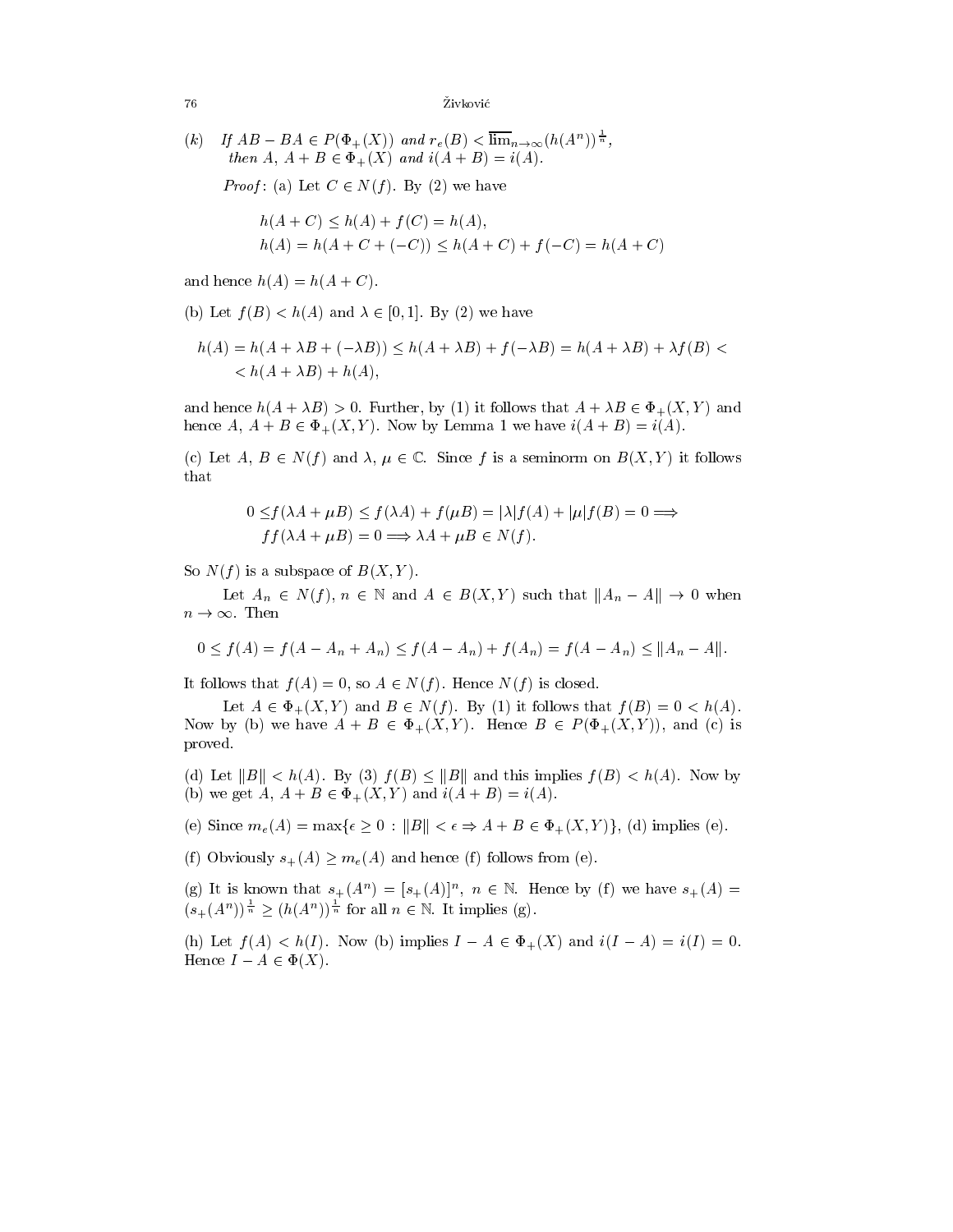(k) *If $AB - BA \in P(\Phi_+(X))$ and $r_e(B) < \overline{\lim}_{n\to\infty}(h(A^n))^{\frac{1}{n}}$, then $A,\ A+B \in \Phi_+(X)$ and $i(A+B) = i(A)$.*

*Proof*: (a) Let $C \in N(f)$. By (2) we have

$$\begin{aligned}
&h(A+C) \le h(A) + f(C) = h(A),\\
&h(A) = h(A + C + (-C)) \le h(A+C) + f(-C) = h(A+C)
\end{aligned}$$

and hence $h(A) = h(A+C)$.

(b) Let $f(B) < h(A)$ and $\lambda \in [0,1]$. By (2) we have

$$\begin{aligned}
h(A) = h(A + \lambda B + (-\lambda B)) \le h(A+\lambda B) + f(-\lambda B) = h(A+\lambda B) + \lambda f(B) <\\
< h(A+\lambda B) + h(A),
\end{aligned}$$

and hence $h(A+\lambda B) > 0$. Further, by (1) it follows that $A + \lambda B \in \Phi_+(X,Y)$ and hence $A,\ A+B \in \Phi_+(X,Y)$. Now by Lemma 1 we have $i(A+B) = i(A)$.

(c) Let $A,\ B \in N(f)$ and $\lambda,\ \mu \in \mathbb{C}$. Since $f$ is a seminorm on $B(X,Y)$ it follows that

$$\begin{aligned}
0 \le &f(\lambda A + \mu B) \le f(\lambda A) + f(\mu B) = |\lambda| f(A) + |\mu| f(B) = 0 \Longrightarrow\\
&ff(\lambda A + \mu B) = 0 \Longrightarrow \lambda A + \mu B \in N(f).
\end{aligned}$$

So $N(f)$ is a subspace of $B(X,Y)$.

Let $A_n \in N(f)$, $n \in \mathbb{N}$ and $A \in B(X,Y)$ such that $\|A_n - A\| \to 0$ when $n \to \infty$. Then

$$0 \le f(A) = f(A - A_n + A_n) \le f(A - A_n) + f(A_n) = f(A - A_n) \le \|A_n - A\|.$$

It follows that $f(A) = 0$, so $A \in N(f)$. Hence $N(f)$ is closed.

Let $A \in \Phi_+(X,Y)$ and $B \in N(f)$. By (1) it follows that $f(B) = 0 < h(A)$. Now by (b) we have $A + B \in \Phi_+(X,Y)$. Hence $B \in P(\Phi_+(X,Y))$, and (c) is proved.

(d) Let $\|B\| < h(A)$. By (3) $f(B) \le \|B\|$ and this implies $f(B) < h(A)$. Now by (b) we get $A,\ A+B \in \Phi_+(X,Y)$ and $i(A+B) = i(A)$.

(e) Since $m_e(A) = \max\{\epsilon \ge 0 : \|B\| < \epsilon \Rightarrow A + B \in \Phi_+(X,Y)\}$, (d) implies (e).

(f) Obviously $s_+(A) \ge m_e(A)$ and hence (f) follows from (e).

(g) It is known that $s_+(A^n) = [s_+(A)]^n$, $n \in \mathbb{N}$. Hence by (f) we have $s_+(A) = (s_+(A^n))^{\frac{1}{n}} \ge (h(A^n))^{\frac{1}{n}}$ for all $n \in \mathbb{N}$. It implies (g).

(h) Let $f(A) < h(I)$. Now (b) implies $I - A \in \Phi_+(X)$ and $i(I - A) = i(I) = 0$. Hence $I - A \in \Phi(X)$.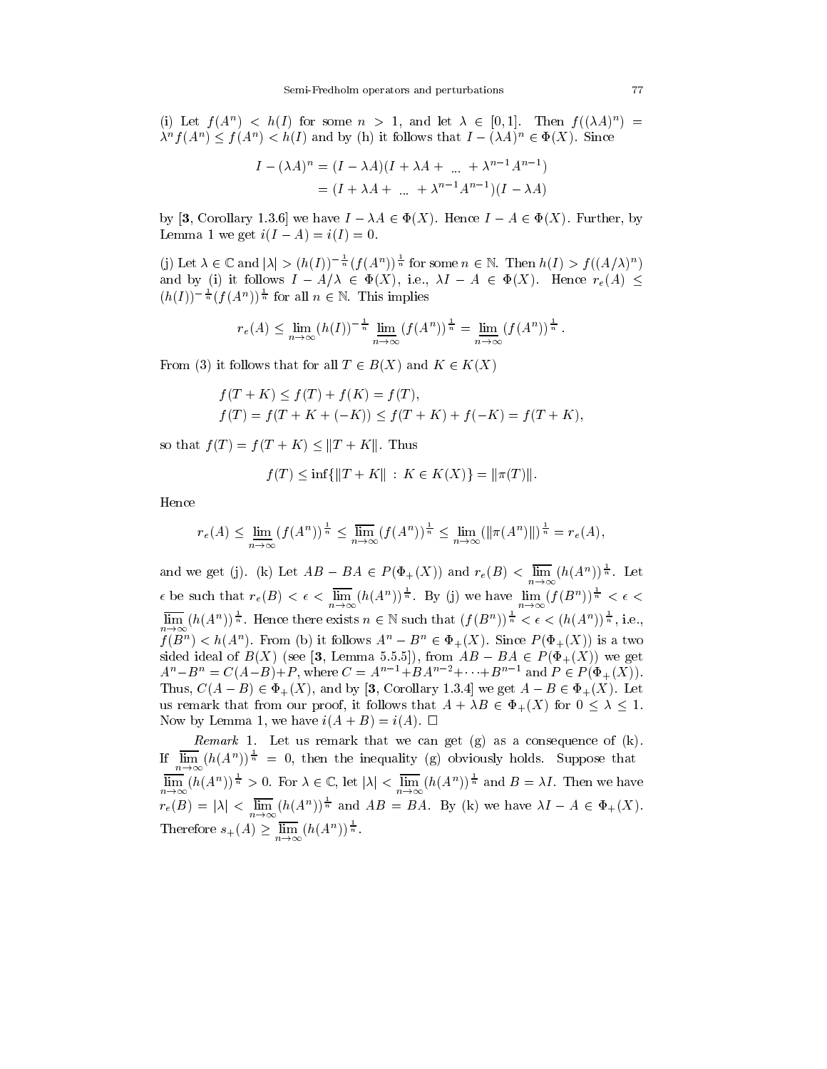(i) Let $f(A^n) < h(I)$ for some $n > 1$, and let $\lambda \in [0,1]$. Then $f((\lambda A)^n) = \lambda^n f(A^n) \le f(A^n) < h(I)$ and by (h) it follows that $I - (\lambda A)^n \in \Phi(X)$. Since

$$
\begin{aligned}
I - (\lambda A)^n &= (I - \lambda A)(I + \lambda A + \ \dots\ + \lambda^{n-1} A^{n-1}) \\
&= (I + \lambda A + \ \dots\ + \lambda^{n-1} A^{n-1})(I - \lambda A)
\end{aligned}
$$

by [**3**, Corollary 1.3.6] we have $I - \lambda A \in \Phi(X)$. Hence $I - A \in \Phi(X)$. Further, by Lemma 1 we get $i(I - A) = i(I) = 0$.

(j) Let $\lambda \in \mathbb{C}$ and $|\lambda| > (h(I))^{-\frac{1}{n}} (f(A^n))^{\frac{1}{n}}$ for some $n \in \mathbb{N}$. Then $h(I) > f((A/\lambda)^n)$ and by (i) it follows $I - A/\lambda \in \Phi(X)$, i.e., $\lambda I - A \in \Phi(X)$. Hence $r_e(A) \le (h(I))^{-\frac{1}{n}} (f(A^n))^{\frac{1}{n}}$ for all $n \in \mathbb{N}$. This implies

$$
r_e(A) \le \lim_{n\to\infty} (h(I))^{-\frac{1}{n}} \varliminf_{n\to\infty} (f(A^n))^{\frac{1}{n}} = \varliminf_{n\to\infty} (f(A^n))^{\frac{1}{n}}.
$$

From (3) it follows that for all $T \in B(X)$ and $K \in K(X)$

$$
\begin{aligned}
&f(T + K) \le f(T) + f(K) = f(T), \\
&f(T) = f(T + K + (-K)) \le f(T + K) + f(-K) = f(T + K),
\end{aligned}
$$

so that $f(T) = f(T + K) \le \|T + K\|$. Thus

$$
f(T) \le \inf\{\|T + K\| \,:\, K \in K(X)\} = \|\pi(T)\|.
$$

Hence

$$
r_e(A) \le \varliminf_{n\to\infty} (f(A^n))^{\frac{1}{n}} \le \varlimsup_{n\to\infty} (f(A^n))^{\frac{1}{n}} \le \lim_{n\to\infty} (\|\pi(A^n)\|)^{\frac{1}{n}} = r_e(A),
$$

and we get (j). (k) Let $AB - BA \in P(\Phi_+(X))$ and $r_e(B) < \varlimsup_{n\to\infty} (h(A^n))^{\frac{1}{n}}$. Let $\epsilon$ be such that $r_e(B) < \epsilon < \varlimsup_{n\to\infty} (h(A^n))^{\frac{1}{n}}$. By (j) we have $\lim_{n\to\infty} (f(B^n))^{\frac{1}{n}} < \epsilon < \varlimsup_{n\to\infty} (h(A^n))^{\frac{1}{n}}$. Hence there exists $n \in \mathbb{N}$ such that $(f(B^n))^{\frac{1}{n}} < \epsilon < (h(A^n))^{\frac{1}{n}}$, i.e., $f(B^n) < h(A^n)$. From (b) it follows $A^n - B^n \in \Phi_+(X)$. Since $P(\Phi_+(X))$ is a two sided ideal of $B(X)$ (see [**3**, Lemma 5.5.5]), from $AB - BA \in P(\Phi_+(X))$ we get $A^n - B^n = C(A - B) + P$, where $C = A^{n-1} + BA^{n-2} + \cdots + B^{n-1}$ and $P \in P(\Phi_+(X))$. Thus, $C(A - B) \in \Phi_+(X)$, and by [**3**, Corollary 1.3.4] we get $A - B \in \Phi_+(X)$. Let us remark that from our proof, it follows that $A + \lambda B \in \Phi_+(X)$ for $0 \le \lambda \le 1$. Now by Lemma 1, we have $i(A + B) = i(A)$. $\square$

*Remark* 1. Let us remark that we can get (g) as a consequence of (k). If $\varlimsup_{n\to\infty} (h(A^n))^{\frac{1}{n}} = 0$, then the inequality (g) obviously holds. Suppose that $\varlimsup_{n\to\infty} (h(A^n))^{\frac{1}{n}} > 0$. For $\lambda \in \mathbb{C}$, let $|\lambda| < \varlimsup_{n\to\infty} (h(A^n))^{\frac{1}{n}}$ and $B = \lambda I$. Then we have $r_e(B) = |\lambda| < \varlimsup_{n\to\infty} (h(A^n))^{\frac{1}{n}}$ and $AB = BA$. By (k) we have $\lambda I - A \in \Phi_+(X)$. Therefore $s_+(A) \ge \varlimsup_{n\to\infty} (h(A^n))^{\frac{1}{n}}$.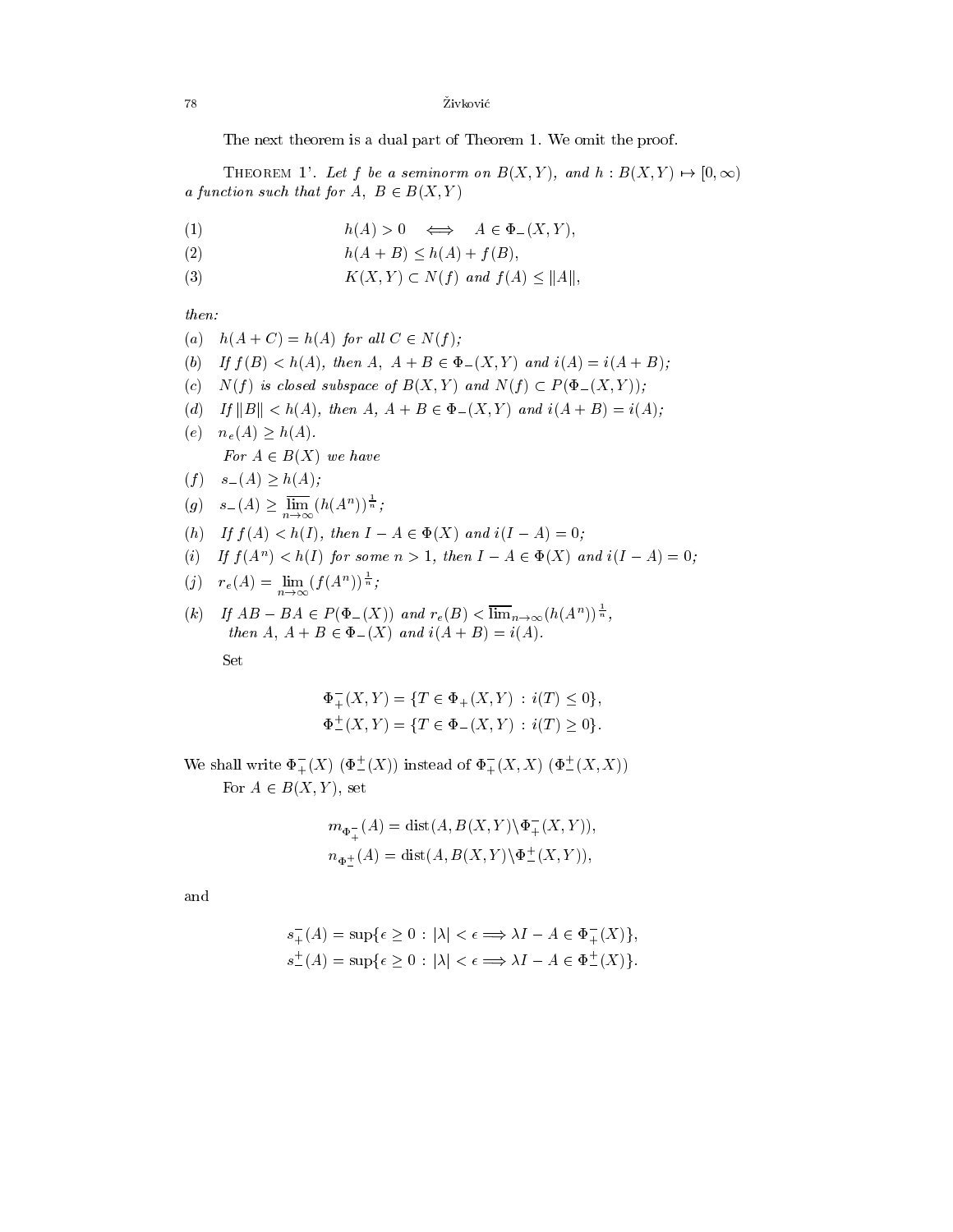The next theorem is a dual part of Theorem 1. We omit the proof.

THEOREM 1'. *Let $f$ be a seminorm on $B(X,Y)$, and $h : B(X,Y) \mapsto [0,\infty)$ a function such that for $A,\ B \in B(X,Y)$*

$$h(A) > 0 \iff A \in \Phi_-(X,Y), \tag{1}$$

$$h(A+B) \le h(A) + f(B), \tag{2}$$

$$K(X,Y) \subset N(f) \text{ and } f(A) \le \|A\|, \tag{3}$$

*then:*

(a) $h(A+C) = h(A)$ *for all* $C \in N(f)$;

(b) *If* $f(B) < h(A)$, *then* $A,\ A+B \in \Phi_-(X,Y)$ *and* $i(A) = i(A+B)$;

(c) $N(f)$ *is closed subspace of* $B(X,Y)$ *and* $N(f) \subset P(\Phi_-(X,Y))$;

(d) *If* $\|B\| < h(A)$, *then* $A,\ A+B \in \Phi_-(X,Y)$ *and* $i(A+B) = i(A)$;

(e) $n_e(A) \ge h(A)$.

*For* $A \in B(X)$ *we have*

(f) $s_-(A) \ge h(A)$;

(g) $s_-(A) \ge \overline{\lim\limits_{n\to\infty}}(h(A^n))^{\frac{1}{n}}$;

(h) *If* $f(A) < h(I)$, *then* $I - A \in \Phi(X)$ *and* $i(I-A) = 0$;

(i) *If* $f(A^n) < h(I)$ *for some* $n > 1$, *then* $I - A \in \Phi(X)$ *and* $i(I-A) = 0$;

(j) $r_e(A) = \lim\limits_{n\to\infty}(f(A^n))^{\frac{1}{n}}$;

(k) *If* $AB - BA \in P(\Phi_-(X))$ *and* $r_e(B) < \overline{\lim}_{n\to\infty}(h(A^n))^{\frac{1}{n}}$, *then* $A,\ A+B \in \Phi_-(X)$ *and* $i(A+B) = i(A)$.

Set

$$\Phi_+^-(X,Y) = \{T \in \Phi_+(X,Y) : i(T) \le 0\},$$
$$\Phi_-^+(X,Y) = \{T \in \Phi_-(X,Y) : i(T) \ge 0\}.$$

We shall write $\Phi_+^-(X)$ ($\Phi_-^+(X)$) instead of $\Phi_+^-(X,X)$ ($\Phi_-^+(X,X)$)

For $A \in B(X,Y)$, set

$$m_{\Phi_+^-}(A) = \operatorname{dist}(A, B(X,Y)\backslash\Phi_+^-(X,Y)),$$
$$n_{\Phi_-^+}(A) = \operatorname{dist}(A, B(X,Y)\backslash\Phi_-^+(X,Y)),$$

and

$$s_+^-(A) = \sup\{\epsilon \ge 0 : |\lambda| < \epsilon \Longrightarrow \lambda I - A \in \Phi_+^-(X)\},$$
$$s_-^+(A) = \sup\{\epsilon \ge 0 : |\lambda| < \epsilon \Longrightarrow \lambda I - A \in \Phi_-^+(X)\}.$$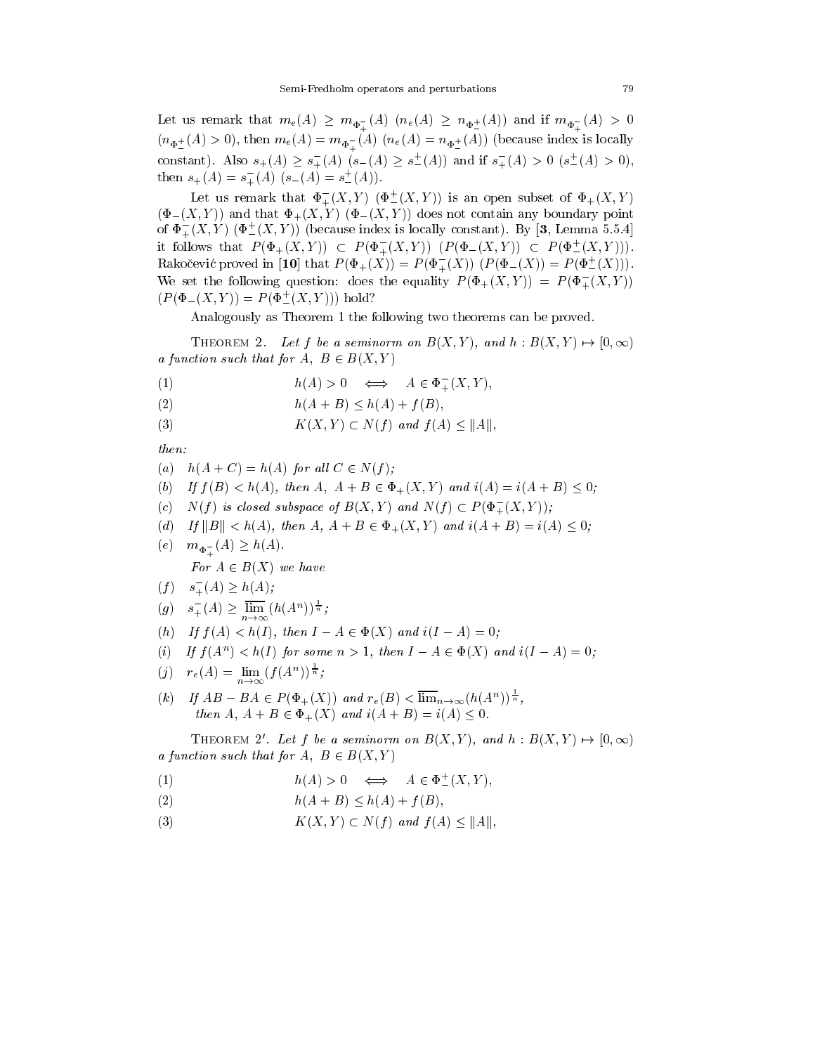Let us remark that $m_e(A) \geq m_{\Phi_+^-}(A)$ $(n_e(A) \geq n_{\Phi_-^+}(A))$ and if $m_{\Phi_+^-}(A) > 0$ $(n_{\Phi_-^+}(A) > 0)$, then $m_e(A) = m_{\Phi_+^-}(A)$ $(n_e(A) = n_{\Phi_-^+}(A))$ (because index is locally constant). Also $s_+(A) \geq s_+^-(A)$ $(s_-(A) \geq s_-^+(A))$ and if $s_+^-(A) > 0$ $(s_-^+(A) > 0)$, then $s_+(A) = s_+^-(A)$ $(s_-(A) = s_-^+(A))$.

Let us remark that $\Phi_+^-(X,Y)$ $(\Phi_-^+(X,Y))$ is an open subset of $\Phi_+(X,Y)$ $(\Phi_-(X,Y))$ and that $\Phi_+(X,Y)$ $(\Phi_-(X,Y))$ does not contain any boundary point of $\Phi_+^-(X,Y)$ $(\Phi_-^+(X,Y))$ (because index is locally constant). By [**3**, Lemma 5.5.4] it follows that $P(\Phi_+(X,Y)) \subset P(\Phi_+^-(X,Y))$ $(P(\Phi_-(X,Y)) \subset P(\Phi_-^+(X,Y)))$. Rakočević proved in [**10**] that $P(\Phi_+(X)) = P(\Phi_+^-(X))$ $(P(\Phi_-(X)) = P(\Phi_-^+(X)))$. We set the following question: does the equality $P(\Phi_+(X,Y)) = P(\Phi_+^-(X,Y))$ $(P(\Phi_-(X,Y)) = P(\Phi_-^+(X,Y)))$ hold?

Analogously as Theorem 1 the following two theorems can be proved.

Theorem 2. *Let $f$ be a seminorm on $B(X,Y)$, and $h : B(X,Y) \mapsto [0,\infty)$ a function such that for $A,\ B \in B(X,Y)$*

$$h(A) > 0 \iff A \in \Phi_+^-(X,Y), \tag{1}$$

$$h(A+B) \leq h(A) + f(B), \tag{2}$$

$$K(X,Y) \subset N(f) \text{ and } f(A) \leq \|A\|, \tag{3}$$

*then:*

(a) *$h(A+C) = h(A)$ for all $C \in N(f)$;*

(b) *If $f(B) < h(A)$, then $A,\ A+B \in \Phi_+(X,Y)$ and $i(A) = i(A+B) \leq 0$;*

(c) *$N(f)$ is closed subspace of $B(X,Y)$ and $N(f) \subset P(\Phi_+^-(X,Y))$;*

(d) *If $\|B\| < h(A)$, then $A,\ A+B \in \Phi_+(X,Y)$ and $i(A+B) = i(A) \leq 0$;*

(e) *$m_{\Phi_+^-}(A) \geq h(A)$.*

*For $A \in B(X)$ we have*

(f) *$s_+^-(A) \geq h(A)$;*

(g) *$s_+^-(A) \geq \overline{\lim\limits_{n\to\infty}} (h(A^n))^{\frac{1}{n}}$;*

(h) *If $f(A) < h(I)$, then $I - A \in \Phi(X)$ and $i(I-A) = 0$;*

(i) *If $f(A^n) < h(I)$ for some $n > 1$, then $I - A \in \Phi(X)$ and $i(I-A) = 0$;*

(j) *$r_e(A) = \lim\limits_{n\to\infty} (f(A^n))^{\frac{1}{n}}$;*

(k) *If $AB - BA \in P(\Phi_+(X))$ and $r_e(B) < \overline{\lim}_{n\to\infty} (h(A^n))^{\frac{1}{n}}$, then $A,\ A+B \in \Phi_+(X)$ and $i(A+B) = i(A) \leq 0$.*

Theorem 2$'$. *Let $f$ be a seminorm on $B(X,Y)$, and $h : B(X,Y) \mapsto [0,\infty)$ a function such that for $A,\ B \in B(X,Y)$*

$$h(A) > 0 \iff A \in \Phi_-^+(X,Y), \tag{1}$$

$$h(A+B) \leq h(A) + f(B), \tag{2}$$

$$K(X,Y) \subset N(f) \text{ and } f(A) \leq \|A\|, \tag{3}$$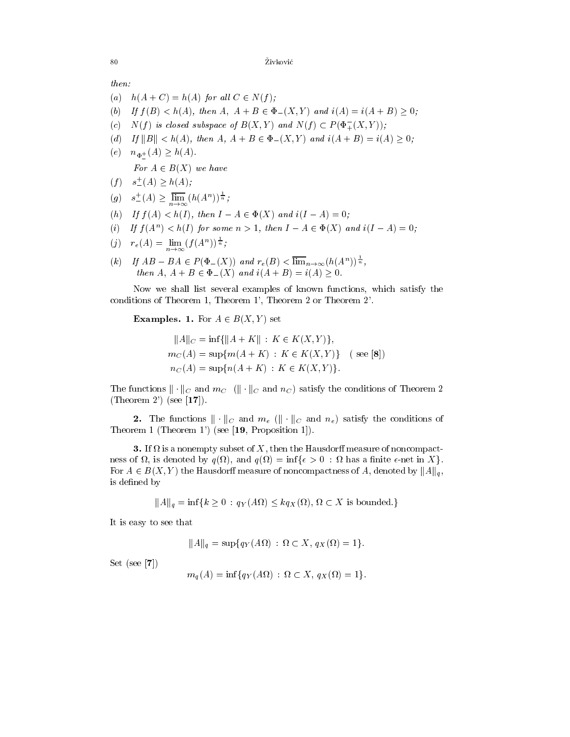*then:*

(a) $h(A+C) = h(A)$ *for all* $C \in N(f)$*;*

(b) *If* $f(B) < h(A)$*, then* $A,\ A+B \in \Phi_-(X,Y)$ *and* $i(A) = i(A+B) \geq 0$*;*

(c) $N(f)$ *is closed subspace of* $B(X,Y)$ *and* $N(f) \subset P(\Phi_+^-(X,Y))$*;*

(d) *If* $\|B\| < h(A)$*, then* $A,\ A+B \in \Phi_-(X,Y)$ *and* $i(A+B) = i(A) \geq 0$*;*

(e) $n_{\Phi_-^+}(A) \geq h(A)$.

*For* $A \in B(X)$ *we have*

(f) $s_-^+(A) \geq h(A)$*;*

(g) $s_-^+(A) \geq \overline{\lim\limits_{n\to\infty}} (h(A^n))^{\frac{1}{n}}$*;*

(h) *If* $f(A) < h(I)$*, then* $I - A \in \Phi(X)$ *and* $i(I-A) = 0$*;*

(i) *If* $f(A^n) < h(I)$ *for some* $n > 1$*, then* $I - A \in \Phi(X)$ *and* $i(I-A) = 0$*;*

(j) $r_e(A) = \lim\limits_{n\to\infty} (f(A^n))^{\frac{1}{n}}$*;*

(k) *If* $AB - BA \in P(\Phi_-(X))$ *and* $r_e(B) < \overline{\lim}_{n\to\infty} (h(A^n))^{\frac{1}{n}}$*, then* $A,\ A+B \in \Phi_-(X)$ *and* $i(A+B) = i(A) \geq 0$.

Now we shall list several examples of known functions, which satisfy the conditions of Theorem 1, Theorem 1', Theorem 2 or Theorem 2'.

**Examples. 1.** For $A \in B(X,Y)$ set

$$
\begin{aligned}
\|A\|_C &= \inf\{\|A+K\| \,:\, K \in K(X,Y)\},\\
m_C(A) &= \sup\{m(A+K) \,:\, K \in K(X,Y)\} \quad (\text{ see } [\mathbf{8}])\\
n_C(A) &= \sup\{n(A+K) \,:\, K \in K(X,Y)\}.
\end{aligned}
$$

The functions $\|\cdot\|_C$ and $m_C$ ($\|\cdot\|_C$ and $n_C$) satisfy the conditions of Theorem 2 (Theorem 2') (see [**17**]).

**2.** The functions $\|\cdot\|_C$ and $m_e$ ($\|\cdot\|_C$ and $n_e$) satisfy the conditions of Theorem 1 (Theorem 1') (see [**19**, Proposition 1]).

**3.** If $\Omega$ is a nonempty subset of $X$, then the Hausdorff measure of noncompactness of $\Omega$, is denoted by $q(\Omega)$, and $q(\Omega) = \inf\{\epsilon > 0 \,:\, \Omega \text{ has a finite } \epsilon\text{-net in } X\}$. For $A \in B(X,Y)$ the Hausdorff measure of noncompactness of $A$, denoted by $\|A\|_q$, is defined by

$$
\|A\|_q = \inf\{k \geq 0 \,:\, q_Y(A\Omega) \leq k q_X(\Omega),\ \Omega \subset X \text{ is bounded.}\}
$$

It is easy to see that

$$
\|A\|_q = \sup\{q_Y(A\Omega) \,:\, \Omega \subset X,\ q_X(\Omega) = 1\}.
$$

Set (see [**7**])

$$
m_q(A) = \inf\{q_Y(A\Omega) \,:\, \Omega \subset X,\ q_X(\Omega) = 1\}.
$$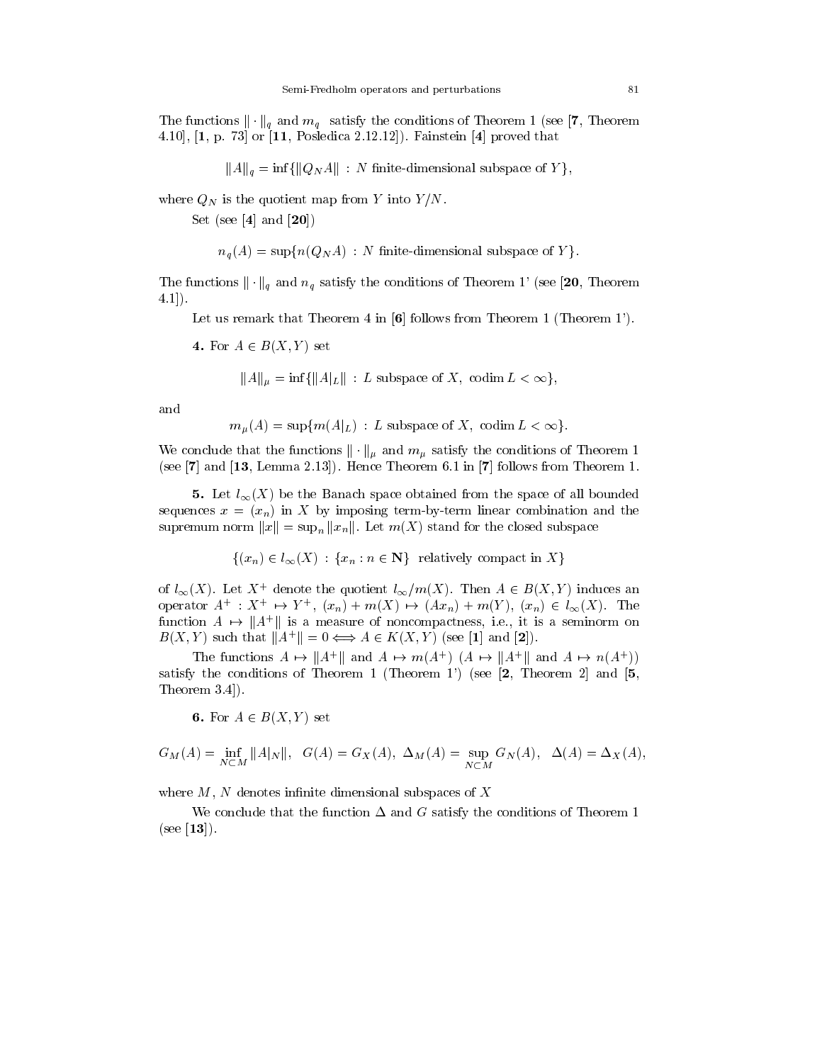The functions $\|\cdot\|_q$ and $m_q$ satisfy the conditions of Theorem 1 (see [**7**, Theorem 4.10], [**1**, p. 73] or [**11**, Posledica 2.12.12]). Fainstein [**4**] proved that

$$\|A\|_q = \inf\{\|Q_N A\| : N \text{ finite-dimensional subspace of } Y\},$$

where $Q_N$ is the quotient map from $Y$ into $Y/N$.

Set (see [**4**] and [**20**])

$$n_q(A) = \sup\{n(Q_N A) : N \text{ finite-dimensional subspace of } Y\}.$$

The functions $\|\cdot\|_q$ and $n_q$ satisfy the conditions of Theorem 1' (see [**20**, Theorem 4.1]).

Let us remark that Theorem 4 in [**6**] follows from Theorem 1 (Theorem 1').

**4.** For $A \in B(X,Y)$ set

$$\|A\|_\mu = \inf\{\|A|_L\| : L \text{ subspace of } X,\ \operatorname{codim} L < \infty\},$$

and

$$m_\mu(A) = \sup\{m(A|_L) : L \text{ subspace of } X,\ \operatorname{codim} L < \infty\}.$$

We conclude that the functions $\|\cdot\|_\mu$ and $m_\mu$ satisfy the conditions of Theorem 1 (see [**7**] and [**13**, Lemma 2.13]). Hence Theorem 6.1 in [**7**] follows from Theorem 1.

**5.** Let $l_\infty(X)$ be the Banach space obtained from the space of all bounded sequences $x = (x_n)$ in $X$ by imposing term-by-term linear combination and the supremum norm $\|x\| = \sup_n \|x_n\|$. Let $m(X)$ stand for the closed subspace

$$\{(x_n) \in l_\infty(X) : \{x_n : n \in \mathbf{N}\} \text{ relatively compact in } X\}$$

of $l_\infty(X)$. Let $X^+$ denote the quotient $l_\infty/m(X)$. Then $A \in B(X,Y)$ induces an operator $A^+ : X^+ \mapsto Y^+$, $(x_n) + m(X) \mapsto (Ax_n) + m(Y)$, $(x_n) \in l_\infty(X)$. The function $A \mapsto \|A^+\|$ is a measure of noncompactness, i.e., it is a seminorm on $B(X,Y)$ such that $\|A^+\| = 0 \Longleftrightarrow A \in K(X,Y)$ (see [**1**] and [**2**]).

The functions $A \mapsto \|A^+\|$ and $A \mapsto m(A^+)$ ($A \mapsto \|A^+\|$ and $A \mapsto n(A^+)$) satisfy the conditions of Theorem 1 (Theorem 1') (see [**2**, Theorem 2] and [**5**, Theorem 3.4]).

**6.** For $A \in B(X,Y)$ set

$$G_M(A) = \inf_{N \subset M} \|A|_N\|,\quad G(A) = G_X(A),\ \Delta_M(A) = \sup_{N \subset M} G_N(A),\quad \Delta(A) = \Delta_X(A),$$

where $M$, $N$ denotes infinite dimensional subspaces of $X$

We conclude that the function $\Delta$ and $G$ satisfy the conditions of Theorem 1 (see [**13**]).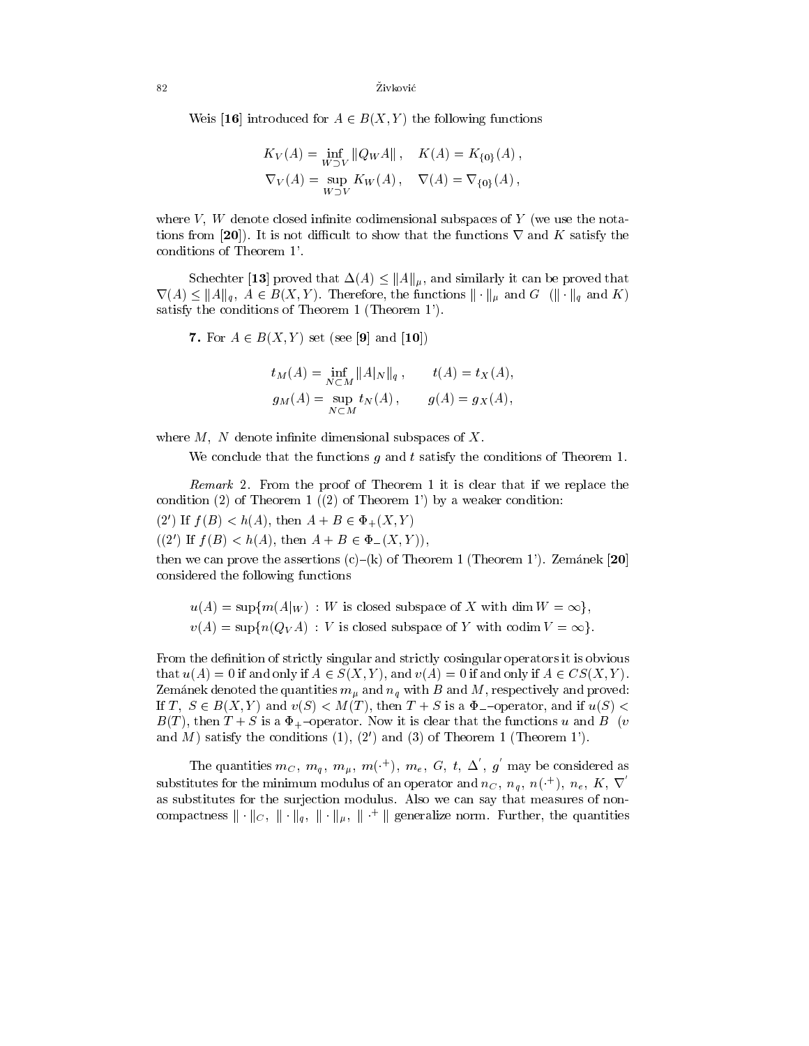Weis [**16**] introduced for $A \in B(X,Y)$ the following functions

$$K_V(A) = \inf_{W \supset V} \|Q_W A\|, \quad K(A) = K_{\{0\}}(A),$$
$$\nabla_V(A) = \sup_{W \supset V} K_W(A), \quad \nabla(A) = \nabla_{\{0\}}(A),$$

where $V$, $W$ denote closed infinite codimensional subspaces of $Y$ (we use the notations from [**20**]). It is not difficult to show that the functions $\nabla$ and $K$ satisfy the conditions of Theorem 1'.

Schechter [**13**] proved that $\Delta(A) \le \|A\|_\mu$, and similarly it can be proved that $\nabla(A) \le \|A\|_q$, $A \in B(X,Y)$. Therefore, the functions $\|\cdot\|_\mu$ and $G$ ($\|\cdot\|_q$ and $K$) satisfy the conditions of Theorem 1 (Theorem 1').

**7.** For $A \in B(X,Y)$ set (see [**9**] and [**10**])

$$t_M(A) = \inf_{N \subset M} \|A|_N\|_q, \qquad t(A) = t_X(A),$$
$$g_M(A) = \sup_{N \subset M} t_N(A), \qquad g(A) = g_X(A),$$

where $M$, $N$ denote infinite dimensional subspaces of $X$.

We conclude that the functions $g$ and $t$ satisfy the conditions of Theorem 1.

*Remark* 2. From the proof of Theorem 1 it is clear that if we replace the condition (2) of Theorem 1 ((2) of Theorem 1') by a weaker condition:

($2'$) If $f(B) < h(A)$, then $A + B \in \Phi_+(X,Y)$

(($2'$) If $f(B) < h(A)$, then $A + B \in \Phi_-(X,Y)$),

then we can prove the assertions (c)–(k) of Theorem 1 (Theorem 1'). Zemánek [**20**] considered the following functions

$$u(A) = \sup\{m(A|_W) \; : W \text{ is closed subspace of } X \text{ with } \dim W = \infty\},$$
$$v(A) = \sup\{n(Q_V A) \; : V \text{ is closed subspace of } Y \text{ with } \operatorname{codim} V = \infty\}.$$

From the definition of strictly singular and strictly cosingular operators it is obvious that $u(A) = 0$ if and only if $A \in S(X,Y)$, and $v(A) = 0$ if and only if $A \in CS(X,Y)$. Zemánek denoted the quantities $m_\mu$ and $n_q$ with $B$ and $M$, respectively and proved: If $T$, $S \in B(X,Y)$ and $v(S) < M(T)$, then $T + S$ is a $\Phi_-$–operator, and if $u(S) < B(T)$, then $T + S$ is a $\Phi_+$–operator. Now it is clear that the functions $u$ and $B$ ($v$ and $M$) satisfy the conditions (1), ($2'$) and (3) of Theorem 1 (Theorem 1').

The quantities $m_C$, $m_q$, $m_\mu$, $m(\cdot^+)$, $m_e$, $G$, $t$, $\Delta'$, $g'$ may be considered as substitutes for the minimum modulus of an operator and $n_C$, $n_q$, $n(\cdot^+)$, $n_e$, $K$, $\nabla'$ as substitutes for the surjection modulus. Also we can say that measures of noncompactness $\|\cdot\|_C$, $\|\cdot\|_q$, $\|\cdot\|_\mu$, $\|\cdot^+\|$ generalize norm. Further, the quantities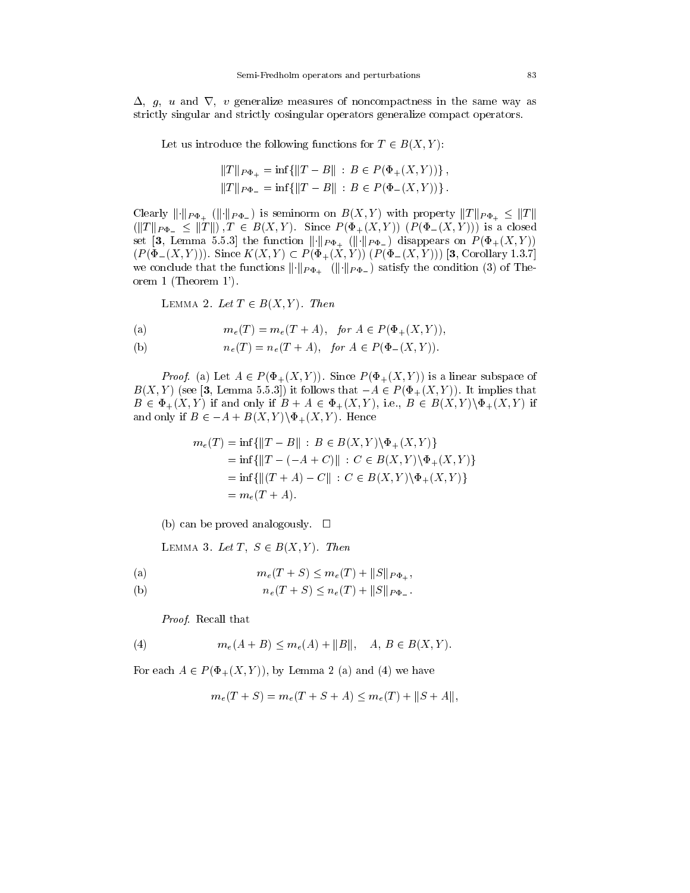$\Delta$, $g$, $u$ and $\nabla$, $v$ generalize measures of noncompactness in the same way as strictly singular and strictly cosingular operators generalize compact operators.

Let us introduce the following functions for $T \in B(X,Y)$:

$$\|T\|_{P\Phi_+} = \inf\{\|T - B\| \,:\, B \in P(\Phi_+(X,Y))\}\,,$$
$$\|T\|_{P\Phi_-} = \inf\{\|T - B\| \,:\, B \in P(\Phi_-(X,Y))\}\,.$$

Clearly $\|\cdot\|_{P\Phi_+}$ ($\|\cdot\|_{P\Phi_-}$) is seminorm on $B(X,Y)$ with property $\|T\|_{P\Phi_+} \leq \|T\|$ ($\|T\|_{P\Phi_-} \leq \|T\|$), $T \in B(X,Y)$. Since $P(\Phi_+(X,Y))$ ($P(\Phi_-(X,Y))$) is a closed set [**3**, Lemma 5.5.3] the function $\|\cdot\|_{P\Phi_+}$ ($\|\cdot\|_{P\Phi_-}$) disappears on $P(\Phi_+(X,Y))$ ($P(\Phi_-(X,Y))$). Since $K(X,Y) \subset P(\Phi_+(X,Y))$ ($P(\Phi_-(X,Y))$) [**3**, Corollary 1.3.7] we conclude that the functions $\|\cdot\|_{P\Phi_+}$ ($\|\cdot\|_{P\Phi_-}$) satisfy the condition (3) of Theorem 1 (Theorem 1').

Lemma 2. *Let $T \in B(X,Y)$. Then*

$$\text{(a)} \qquad m_e(T) = m_e(T + A), \quad \text{for } A \in P(\Phi_+(X,Y)),$$
$$\text{(b)} \qquad n_e(T) = n_e(T + A), \quad \text{for } A \in P(\Phi_-(X,Y)).$$

*Proof.* (a) Let $A \in P(\Phi_+(X,Y))$. Since $P(\Phi_+(X,Y))$ is a linear subspace of $B(X,Y)$ (see [**3**, Lemma 5.5.3]) it follows that $-A \in P(\Phi_+(X,Y))$. It implies that $B \in \Phi_+(X,Y)$ if and only if $B + A \in \Phi_+(X,Y)$, i.e., $B \in B(X,Y)\backslash\Phi_+(X,Y)$ if and only if $B \in -A + B(X,Y)\backslash\Phi_+(X,Y)$. Hence

$$\begin{aligned}
m_e(T) &= \inf\{\|T - B\| \,:\, B \in B(X,Y)\backslash\Phi_+(X,Y)\} \\
&= \inf\{\|T - (-A + C)\| \,:\, C \in B(X,Y)\backslash\Phi_+(X,Y)\} \\
&= \inf\{\|(T + A) - C\| \,:\, C \in B(X,Y)\backslash\Phi_+(X,Y)\} \\
&= m_e(T + A).
\end{aligned}$$

(b) can be proved analogously. $\square$

Lemma 3. *Let $T,\ S \in B(X,Y)$. Then*

$$\text{(a)} \qquad m_e(T + S) \leq m_e(T) + \|S\|_{P\Phi_+},$$
$$\text{(b)} \qquad n_e(T + S) \leq n_e(T) + \|S\|_{P\Phi_-}.$$

*Proof.* Recall that

$$\text{(4)} \qquad m_e(A + B) \leq m_e(A) + \|B\|, \quad A,\ B \in B(X,Y).$$

For each $A \in P(\Phi_+(X,Y))$, by Lemma 2 (a) and (4) we have

$$m_e(T + S) = m_e(T + S + A) \leq m_e(T) + \|S + A\|,$$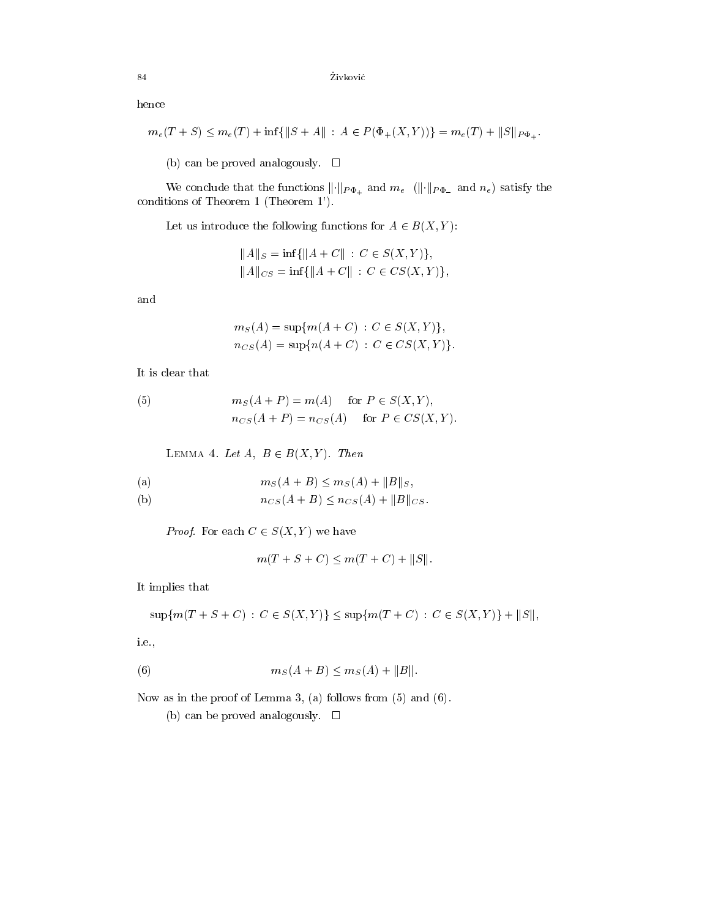hence

$$m_e(T+S) \leq m_e(T) + \inf\{\|S+A\| : A \in P(\Phi_+(X,Y))\} = m_e(T) + \|S\|_{P\Phi_+}.$$

(b) can be proved analogously. $\square$

We conclude that the functions $\|\cdot\|_{P\Phi_+}$ and $m_e$ ($\|\cdot\|_{P\Phi_-}$ and $n_e$) satisfy the conditions of Theorem 1 (Theorem 1').

Let us introduce the following functions for $A \in B(X,Y)$:

$$\|A\|_S = \inf\{\|A+C\| : C \in S(X,Y)\},$$
$$\|A\|_{CS} = \inf\{\|A+C\| : C \in CS(X,Y)\},$$

and

$$m_S(A) = \sup\{m(A+C) : C \in S(X,Y)\},$$
$$n_{CS}(A) = \sup\{n(A+C) : C \in CS(X,Y)\}.$$

It is clear that

$$m_S(A+P) = m(A) \quad \text{for } P \in S(X,Y), \tag{5}$$
$$n_{CS}(A+P) = n_{CS}(A) \quad \text{for } P \in CS(X,Y).$$

Lemma 4. *Let $A,\ B \in B(X,Y)$. Then*

$$m_S(A+B) \leq m_S(A) + \|B\|_S, \tag{a}$$
$$n_{CS}(A+B) \leq n_{CS}(A) + \|B\|_{CS}. \tag{b}$$

*Proof.* For each $C \in S(X,Y)$ we have

$$m(T+S+C) \leq m(T+C) + \|S\|.$$

It implies that

$$\sup\{m(T+S+C) : C \in S(X,Y)\} \leq \sup\{m(T+C) : C \in S(X,Y)\} + \|S\|,$$

i.e.,

$$m_S(A+B) \leq m_S(A) + \|B\|. \tag{6}$$

Now as in the proof of Lemma 3, (a) follows from (5) and (6).

(b) can be proved analogously. $\square$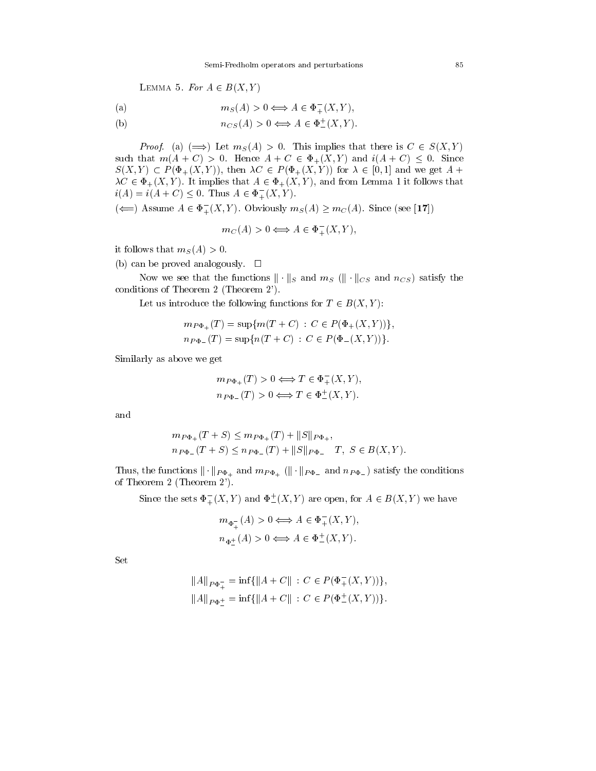Lemma 5. *For* $A \in B(X,Y)$

$$\text{(a)} \qquad m_S(A) > 0 \Longleftrightarrow A \in \Phi_+^-(X,Y),$$

$$\text{(b)} \qquad n_{CS}(A) > 0 \Longleftrightarrow A \in \Phi_-^+(X,Y).$$

*Proof.* (a) ($\Longrightarrow$) Let $m_S(A) > 0$. This implies that there is $C \in S(X,Y)$ such that $m(A+C) > 0$. Hence $A + C \in \Phi_+(X,Y)$ and $i(A+C) \leq 0$. Since $S(X,Y) \subset P(\Phi_+(X,Y))$, then $\lambda C \in P(\Phi_+(X,Y))$ for $\lambda \in [0,1]$ and we get $A + \lambda C \in \Phi_+(X,Y)$. It implies that $A \in \Phi_+(X,Y)$, and from Lemma 1 it follows that $i(A) = i(A+C) \leq 0$. Thus $A \in \Phi_+^-(X,Y)$.

($\Longleftarrow$) Assume $A \in \Phi_+^-(X,Y)$. Obviously $m_S(A) \geq m_C(A)$. Since (see **[17]**)

$$m_C(A) > 0 \Longleftrightarrow A \in \Phi_+^-(X,Y),$$

it follows that $m_S(A) > 0$.

(b) can be proved analogously. $\square$

Now we see that the functions $\|\cdot\|_S$ and $m_S$ ($\|\cdot\|_{CS}$ and $n_{CS}$) satisfy the conditions of Theorem 2 (Theorem 2').

Let us introduce the following functions for $T \in B(X,Y)$:

$$m_{P\Phi_+}(T) = \sup\{m(T+C) \,:\, C \in P(\Phi_+(X,Y))\},$$
$$n_{P\Phi_-}(T) = \sup\{n(T+C) \,:\, C \in P(\Phi_-(X,Y))\}.$$

Similarly as above we get

$$m_{P\Phi_+}(T) > 0 \Longleftrightarrow T \in \Phi_+^-(X,Y),$$
$$n_{P\Phi_-}(T) > 0 \Longleftrightarrow T \in \Phi_-^+(X,Y).$$

and

$$m_{P\Phi_+}(T+S) \leq m_{P\Phi_+}(T) + \|S\|_{P\Phi_+},$$
$$n_{P\Phi_-}(T+S) \leq n_{P\Phi_-}(T) + \|S\|_{P\Phi_-} \quad T,\ S \in B(X,Y).$$

Thus, the functions $\|\cdot\|_{P\Phi_+}$ and $m_{P\Phi_+}$ ($\|\cdot\|_{P\Phi_-}$ and $n_{P\Phi_-}$) satisfy the conditions of Theorem 2 (Theorem 2').

Since the sets $\Phi_+^-(X,Y)$ and $\Phi_-^+(X,Y)$ are open, for $A \in B(X,Y)$ we have

$$m_{\Phi_+^-}(A) > 0 \Longleftrightarrow A \in \Phi_+^-(X,Y),$$
$$n_{\Phi_-^+}(A) > 0 \Longleftrightarrow A \in \Phi_-^+(X,Y).$$

Set

$$\|A\|_{P\Phi_+^-} = \inf\{\|A+C\| \,:\, C \in P(\Phi_+^-(X,Y))\},$$
$$\|A\|_{P\Phi_-^+} = \inf\{\|A+C\| \,:\, C \in P(\Phi_-^+(X,Y))\}.$$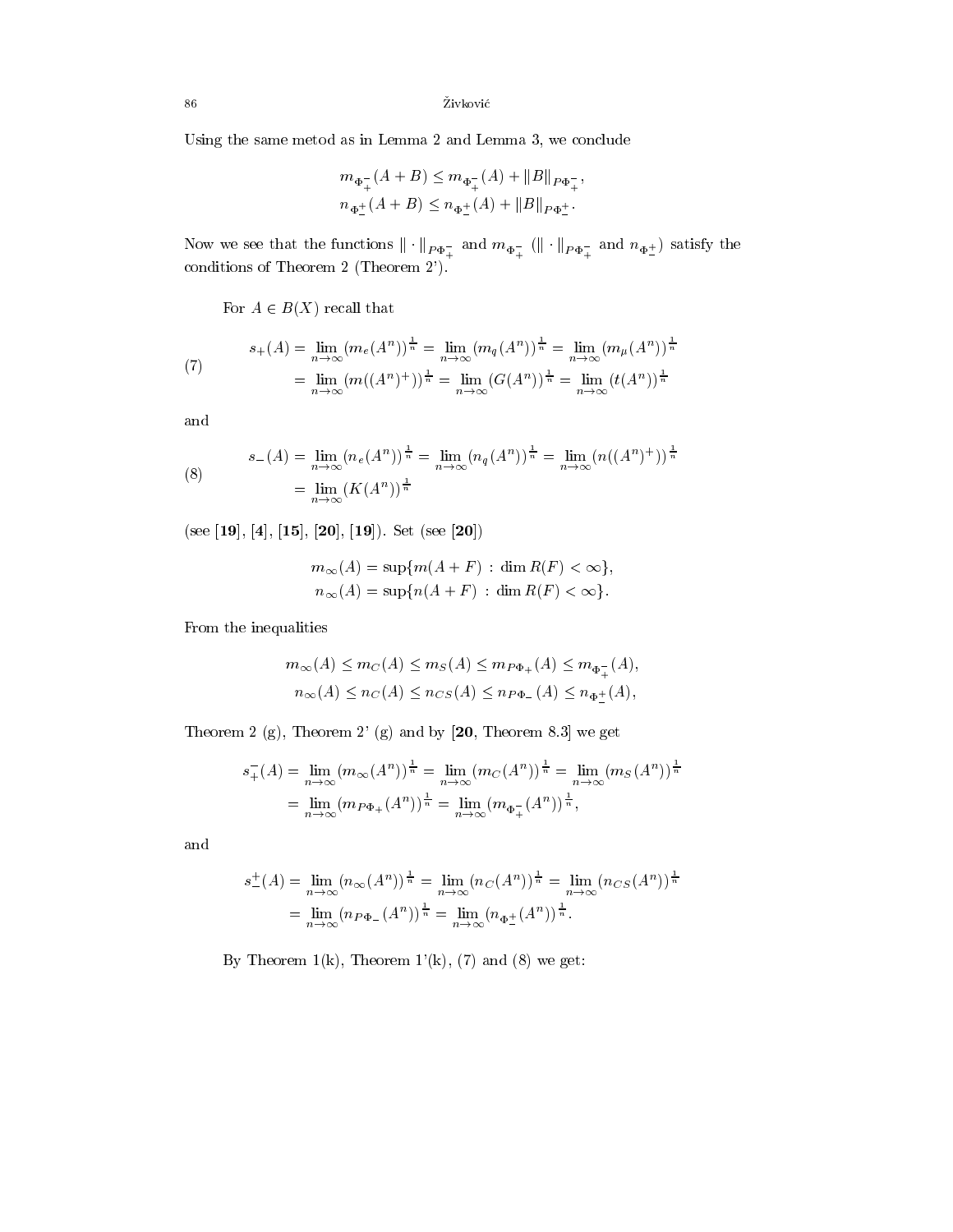Using the same metod as in Lemma 2 and Lemma 3, we conclude

$$
\begin{aligned}
m_{\Phi_+^-}(A+B) &\le m_{\Phi_+^-}(A) + \|B\|_{P\Phi_+^-},\\
n_{\Phi_-^+}(A+B) &\le n_{\Phi_-^+}(A) + \|B\|_{P\Phi_-^+}.
\end{aligned}
$$

Now we see that the functions $\|\cdot\|_{P\Phi_+^-}$ and $m_{\Phi_+^-}$ ($\|\cdot\|_{P\Phi_+^-}$ and $n_{\Phi_-^+}$) satisfy the conditions of Theorem 2 (Theorem 2').

For $A \in B(X)$ recall that

$$
\begin{aligned}
s_+(A) &= \lim_{n\to\infty}(m_e(A^n))^{\frac{1}{n}} = \lim_{n\to\infty}(m_q(A^n))^{\frac{1}{n}} = \lim_{n\to\infty}(m_\mu(A^n))^{\frac{1}{n}}\\
&= \lim_{n\to\infty}(m((A^n)^+))^{\frac{1}{n}} = \lim_{n\to\infty}(G(A^n))^{\frac{1}{n}} = \lim_{n\to\infty}(t(A^n))^{\frac{1}{n}}
\end{aligned}
\tag{7}
$$

and

$$
\begin{aligned}
s_-(A) &= \lim_{n\to\infty}(n_e(A^n))^{\frac{1}{n}} = \lim_{n\to\infty}(n_q(A^n))^{\frac{1}{n}} = \lim_{n\to\infty}(n((A^n)^+))^{\frac{1}{n}}\\
&= \lim_{n\to\infty}(K(A^n))^{\frac{1}{n}}
\end{aligned}
\tag{8}
$$

(see **[19]**, **[4]**, **[15]**, **[20]**, **[19]**). Set (see **[20]**)

$$
\begin{aligned}
m_\infty(A) &= \sup\{m(A+F) \,:\, \dim R(F) < \infty\},\\
n_\infty(A) &= \sup\{n(A+F) \,:\, \dim R(F) < \infty\}.
\end{aligned}
$$

From the inequalities

$$
\begin{aligned}
m_\infty(A) \le m_C(A) \le m_S(A) \le m_{P\Phi_+}(A) \le m_{\Phi_+^-}(A),\\
n_\infty(A) \le n_C(A) \le n_{CS}(A) \le n_{P\Phi_-}(A) \le n_{\Phi_-^+}(A),
\end{aligned}
$$

Theorem 2 (g), Theorem 2' (g) and by **[20**, Theorem 8.3**]** we get

$$
\begin{aligned}
s_+^-(A) &= \lim_{n\to\infty}(m_\infty(A^n))^{\frac{1}{n}} = \lim_{n\to\infty}(m_C(A^n))^{\frac{1}{n}} = \lim_{n\to\infty}(m_S(A^n))^{\frac{1}{n}}\\
&= \lim_{n\to\infty}(m_{P\Phi_+}(A^n))^{\frac{1}{n}} = \lim_{n\to\infty}(m_{\Phi_+^-}(A^n))^{\frac{1}{n}},
\end{aligned}
$$

and

$$
\begin{aligned}
s_-^+(A) &= \lim_{n\to\infty}(n_\infty(A^n))^{\frac{1}{n}} = \lim_{n\to\infty}(n_C(A^n))^{\frac{1}{n}} = \lim_{n\to\infty}(n_{CS}(A^n))^{\frac{1}{n}}\\
&= \lim_{n\to\infty}(n_{P\Phi_-}(A^n))^{\frac{1}{n}} = \lim_{n\to\infty}(n_{\Phi_-^+}(A^n))^{\frac{1}{n}}.
\end{aligned}
$$

By Theorem 1(k), Theorem 1'(k), (7) and (8) we get: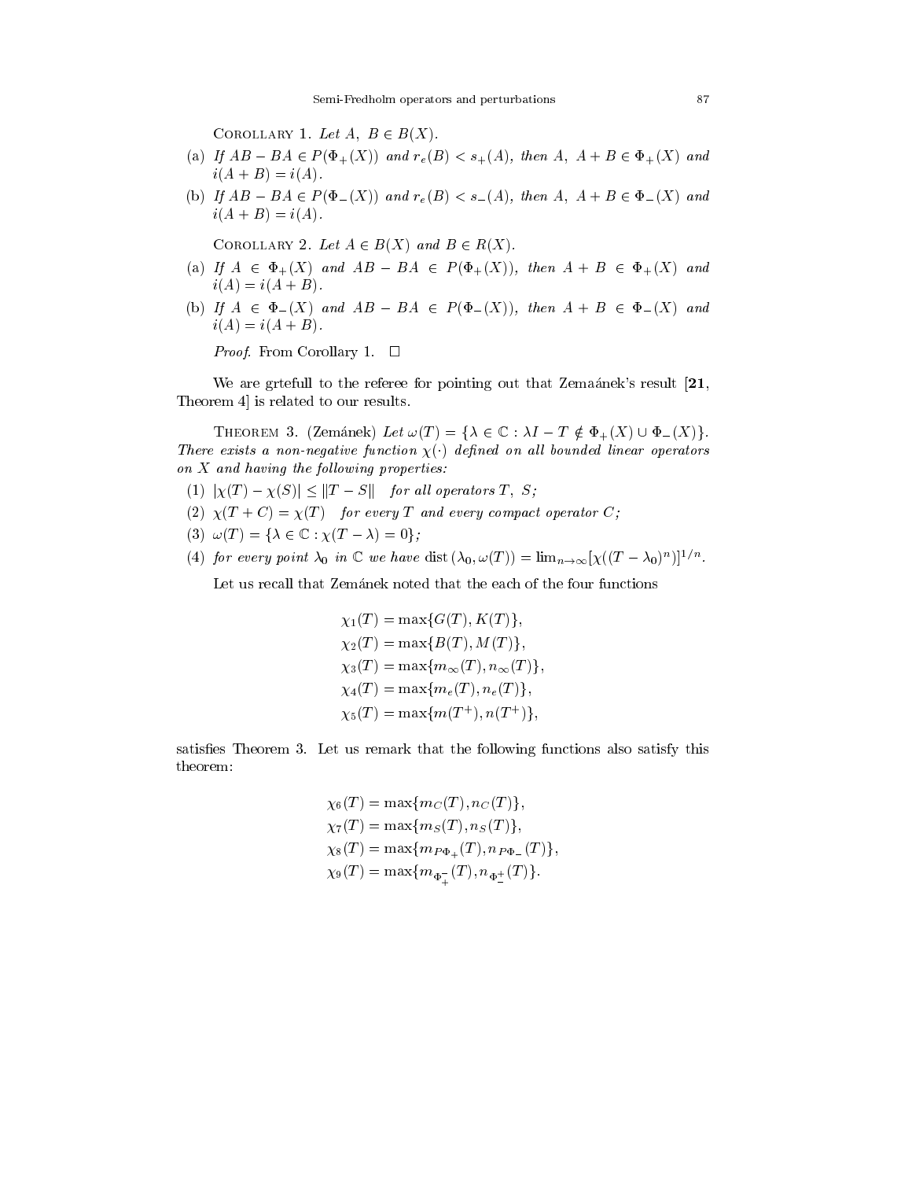Corollary 1. *Let $A,\ B \in B(X)$.*

(a) *If $AB - BA \in P(\Phi_+(X))$ and $r_e(B) < s_+(A)$, then $A,\ A + B \in \Phi_+(X)$ and $i(A + B) = i(A)$.*

(b) *If $AB - BA \in P(\Phi_-(X))$ and $r_e(B) < s_-(A)$, then $A,\ A + B \in \Phi_-(X)$ and $i(A + B) = i(A)$.*

Corollary 2. *Let $A \in B(X)$ and $B \in R(X)$.*

(a) *If $A \in \Phi_+(X)$ and $AB - BA \in P(\Phi_+(X))$, then $A + B \in \Phi_+(X)$ and $i(A) = i(A + B)$.*

(b) *If $A \in \Phi_-(X)$ and $AB - BA \in P(\Phi_-(X))$, then $A + B \in \Phi_-(X)$ and $i(A) = i(A + B)$.*

*Proof.* From Corollary 1. □

We are grtefull to the referee for pointing out that Zemaánek's result [**21**, Theorem 4] is related to our results.

Theorem 3. (Zemánek) *Let $\omega(T) = \{\lambda \in \mathbb{C} : \lambda I - T \notin \Phi_+(X) \cup \Phi_-(X)\}$. There exists a non-negative function $\chi(\cdot)$ defined on all bounded linear operators on $X$ and having the following properties:*

(1) *$|\chi(T) - \chi(S)| \leq \|T - S\|$ for all operators $T,\ S$;*

(2) *$\chi(T + C) = \chi(T)$ for every $T$ and every compact operator $C$;*

(3) *$\omega(T) = \{\lambda \in \mathbb{C} : \chi(T - \lambda) = 0\}$;*

(4) *for every point $\lambda_0$ in $\mathbb{C}$ we have $\operatorname{dist}(\lambda_0, \omega(T)) = \lim_{n\to\infty}[\chi((T - \lambda_0)^n)]^{1/n}$.*

Let us recall that Zemánek noted that the each of the four functions

$$
\begin{aligned}
\chi_1(T) &= \max\{G(T), K(T)\},\\
\chi_2(T) &= \max\{B(T), M(T)\},\\
\chi_3(T) &= \max\{m_\infty(T), n_\infty(T)\},\\
\chi_4(T) &= \max\{m_e(T), n_e(T)\},\\
\chi_5(T) &= \max\{m(T^+), n(T^+)\},
\end{aligned}
$$

satisfies Theorem 3. Let us remark that the following functions also satisfy this theorem:

$$
\begin{aligned}
\chi_6(T) &= \max\{m_C(T), n_C(T)\},\\
\chi_7(T) &= \max\{m_S(T), n_S(T)\},\\
\chi_8(T) &= \max\{m_{P\Phi_+}(T), n_{P\Phi_-}(T)\},\\
\chi_9(T) &= \max\{m_{\Phi_+^-}(T), n_{\Phi_-^+}(T)\}.
\end{aligned}
$$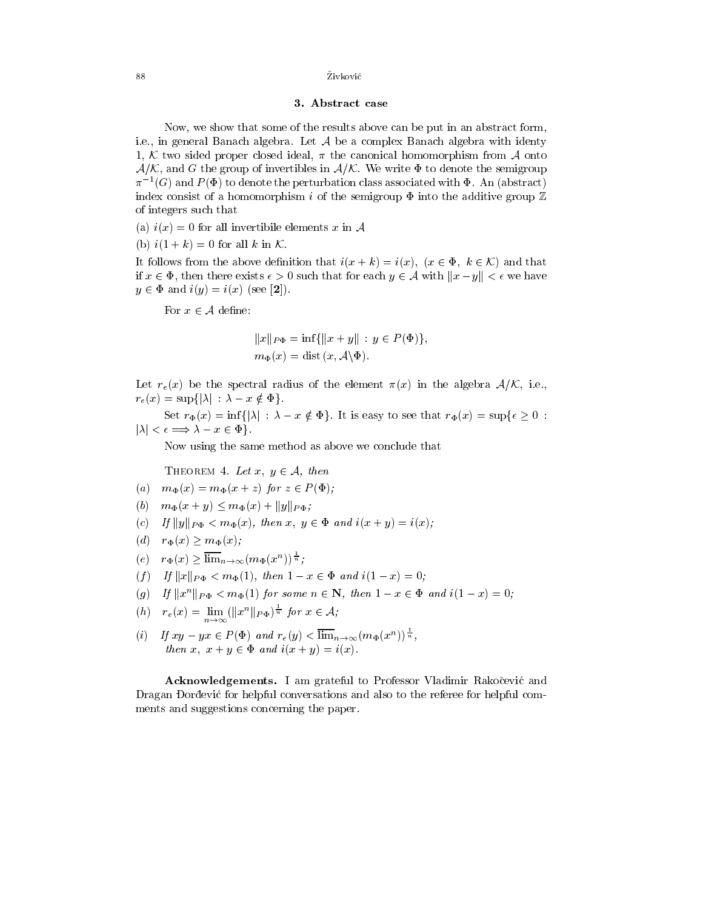## 3. Abstract case

Now, we show that some of the results above can be put in an abstract form, i.e., in general Banach algebra. Let $\mathcal{A}$ be a complex Banach algebra with identy 1, $\mathcal{K}$ two sided proper closed ideal, $\pi$ the canonical homomorphism from $\mathcal{A}$ onto $\mathcal{A}/\mathcal{K}$, and $G$ the group of invertibles in $\mathcal{A}/\mathcal{K}$. We write $\Phi$ to denote the semigroup $\pi^{-1}(G)$ and $P(\Phi)$ to denote the perturbation class associated with $\Phi$. An (abstract) index consist of a homomorphism $i$ of the semigroup $\Phi$ into the additive group $\mathbb{Z}$ of integers such that

(a) $i(x) = 0$ for all invertibile elements $x$ in $\mathcal{A}$

(b) $i(1 + k) = 0$ for all $k$ in $\mathcal{K}$.

It follows from the above definition that $i(x + k) = i(x)$, $(x \in \Phi,\ k \in \mathcal{K})$ and that if $x \in \Phi$, then there exists $\epsilon > 0$ such that for each $y \in \mathcal{A}$ with $\|x - y\| < \epsilon$ we have $y \in \Phi$ and $i(y) = i(x)$ (see **[2]**).

For $x \in \mathcal{A}$ define:

$$\|x\|_{P\Phi} = \inf\{\|x + y\| \,:\, y \in P(\Phi)\},$$
$$m_\Phi(x) = \operatorname{dist}(x, \mathcal{A}\backslash\Phi).$$

Let $r_e(x)$ be the spectral radius of the element $\pi(x)$ in the algebra $\mathcal{A}/\mathcal{K}$, i.e., $r_e(x) = \sup\{|\lambda| \,:\, \lambda - x \notin \Phi\}$.

Set $r_\Phi(x) = \inf\{|\lambda| \,:\, \lambda - x \notin \Phi\}$. It is easy to see that $r_\Phi(x) = \sup\{\epsilon \geq 0 \,:\, |\lambda| < \epsilon \Longrightarrow \lambda - x \in \Phi\}$.

Now using the same method as above we conclude that

Theorem 4. *Let $x,\ y \in \mathcal{A}$, then*

(a) $m_\Phi(x) = m_\Phi(x + z)$ *for* $z \in P(\Phi)$;

(b) $m_\Phi(x + y) \leq m_\Phi(x) + \|y\|_{P\Phi}$;

(c) *If* $\|y\|_{P\Phi} < m_\Phi(x)$, *then* $x,\ y \in \Phi$ *and* $i(x + y) = i(x)$;

(d) $r_\Phi(x) \geq m_\Phi(x)$;

(e) $r_\Phi(x) \geq \overline{\lim}_{n\to\infty}(m_\Phi(x^n))^{\frac{1}{n}}$;

(f) *If* $\|x\|_{P\Phi} < m_\Phi(1)$, *then* $1 - x \in \Phi$ *and* $i(1 - x) = 0$;

(g) *If* $\|x^n\|_{P\Phi} < m_\Phi(1)$ *for some* $n \in \mathbf{N}$, *then* $1 - x \in \Phi$ *and* $i(1 - x) = 0$;

(h) $r_e(x) = \lim\limits_{n\to\infty}(\|x^n\|_{P\Phi})^{\frac{1}{n}}$ *for* $x \in \mathcal{A}$;

(i) *If* $xy - yx \in P(\Phi)$ *and* $r_e(y) < \overline{\lim}_{n\to\infty}(m_\Phi(x^n))^{\frac{1}{n}}$, *then* $x,\ x + y \in \Phi$ *and* $i(x + y) = i(x)$.

**Acknowledgements.** I am grateful to Professor Vladimir Rakočević and Dragan Đorđević for helpful conversations and also to the referee for helpful comments and suggestions concerning the paper.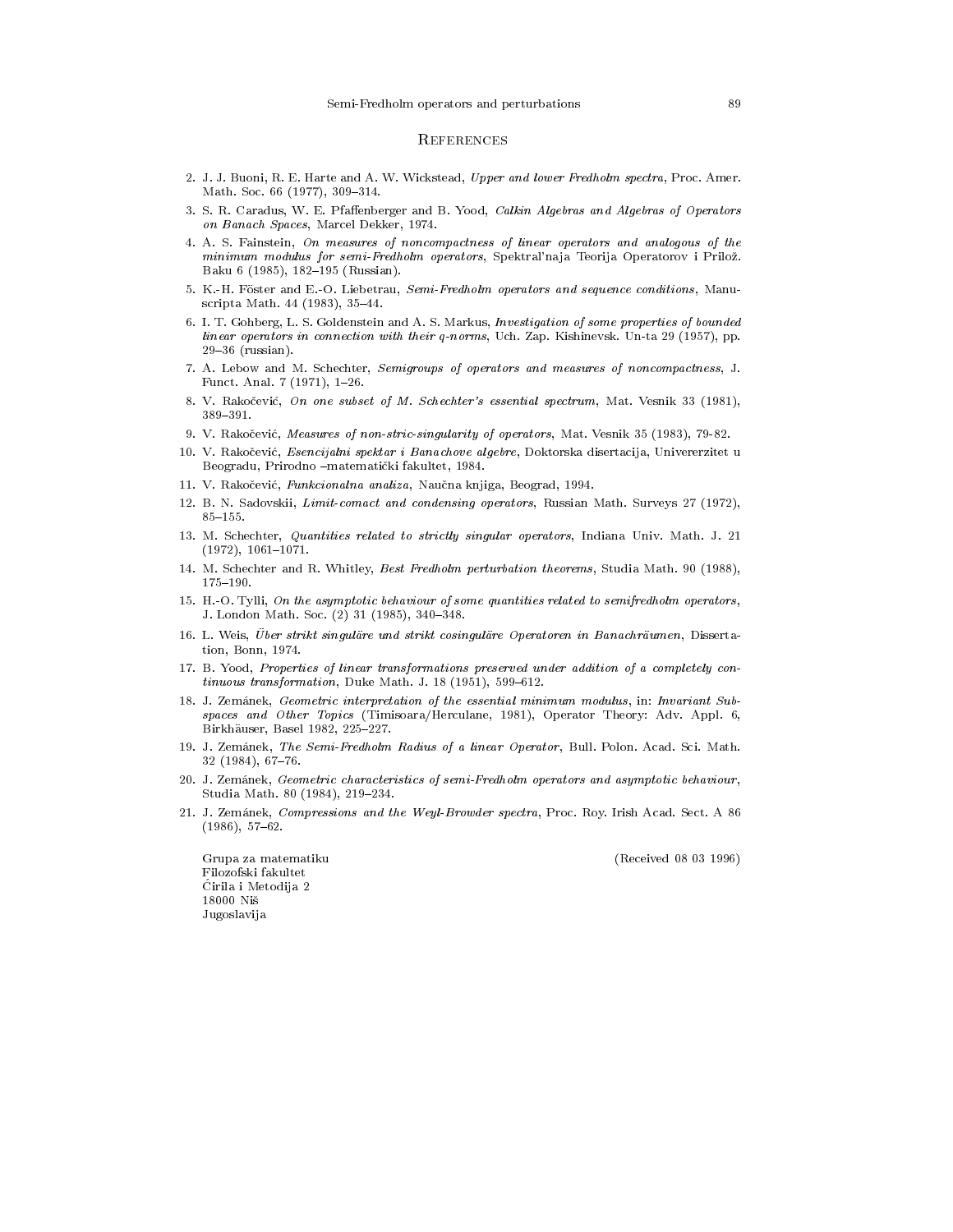## References

2. J. J. Buoni, R. E. Harte and A. W. Wickstead, *Upper and lower Fredholm spectra*, Proc. Amer. Math. Soc. 66 (1977), 309–314.
3. S. R. Caradus, W. E. Pfaffenberger and B. Yood, *Calkin Algebras and Algebras of Operators on Banach Spaces*, Marcel Dekker, 1974.
4. A. S. Fainstein, *On measures of noncompactness of linear operators and analogous of the minimum modulus for semi-Fredholm operators*, Spektral'naja Teorija Operatorov i Prilož. Baku 6 (1985), 182–195 (Russian).
5. K.-H. Föster and E.-O. Liebetrau, *Semi-Fredholm operators and sequence conditions*, Manuscripta Math. 44 (1983), 35–44.
6. I. T. Gohberg, L. S. Goldenstein and A. S. Markus, *Investigation of some properties of bounded linear operators in connection with their q-norms*, Uch. Zap. Kishinevsk. Un-ta 29 (1957), pp. 29–36 (russian).
7. A. Lebow and M. Schechter, *Semigroups of operators and measures of noncompactness*, J. Funct. Anal. 7 (1971), 1–26.
8. V. Rakočević, *On one subset of M. Schechter's essential spectrum*, Mat. Vesnik 33 (1981), 389–391.
9. V. Rakočević, *Measures of non-stric-singularity of operators*, Mat. Vesnik 35 (1983), 79-82.
10. V. Rakočević, *Esencijalni spektar i Banachove algebre*, Doktorska disertacija, Univererzitet u Beogradu, Prirodno –matematički fakultet, 1984.
11. V. Rakočević, *Funkcionalna analiza*, Naučna knjiga, Beograd, 1994.
12. B. N. Sadovskii, *Limit-comact and condensing operators*, Russian Math. Surveys 27 (1972), 85–155.
13. M. Schechter, *Quantities related to strictly singular operators*, Indiana Univ. Math. J. 21 (1972), 1061–1071.
14. M. Schechter and R. Whitley, *Best Fredholm perturbation theorems*, Studia Math. 90 (1988), 175–190.
15. H.-O. Tylli, *On the asymptotic behaviour of some quantities related to semifredholm operators*, J. London Math. Soc. (2) 31 (1985), 340–348.
16. L. Weis, *Über strikt singuläre und strikt cosinguläre Operatoren in Banachräumen*, Dissertation, Bonn, 1974.
17. B. Yood, *Properties of linear transformations preserved under addition of a completely continuous transformation*, Duke Math. J. 18 (1951), 599–612.
18. J. Zemánek, *Geometric interpretation of the essential minimum modulus*, in: *Invariant Subspaces and Other Topics* (Timisoara/Herculane, 1981), Operator Theory: Adv. Appl. 6, Birkhäuser, Basel 1982, 225–227.
19. J. Zemánek, *The Semi-Fredholm Radius of a linear Operator*, Bull. Polon. Acad. Sci. Math. 32 (1984), 67–76.
20. J. Zemánek, *Geometric characteristics of semi-Fredholm operators and asymptotic behaviour*, Studia Math. 80 (1984), 219–234.
21. J. Zemánek, *Compressions and the Weyl-Browder spectra*, Proc. Roy. Irish Acad. Sect. A 86 (1986), 57–62.

Grupa za matematiku
Filozofski fakultet
Ćirila i Metodija 2
18000 Niš
Jugoslavija

(Received 08 03 1996)